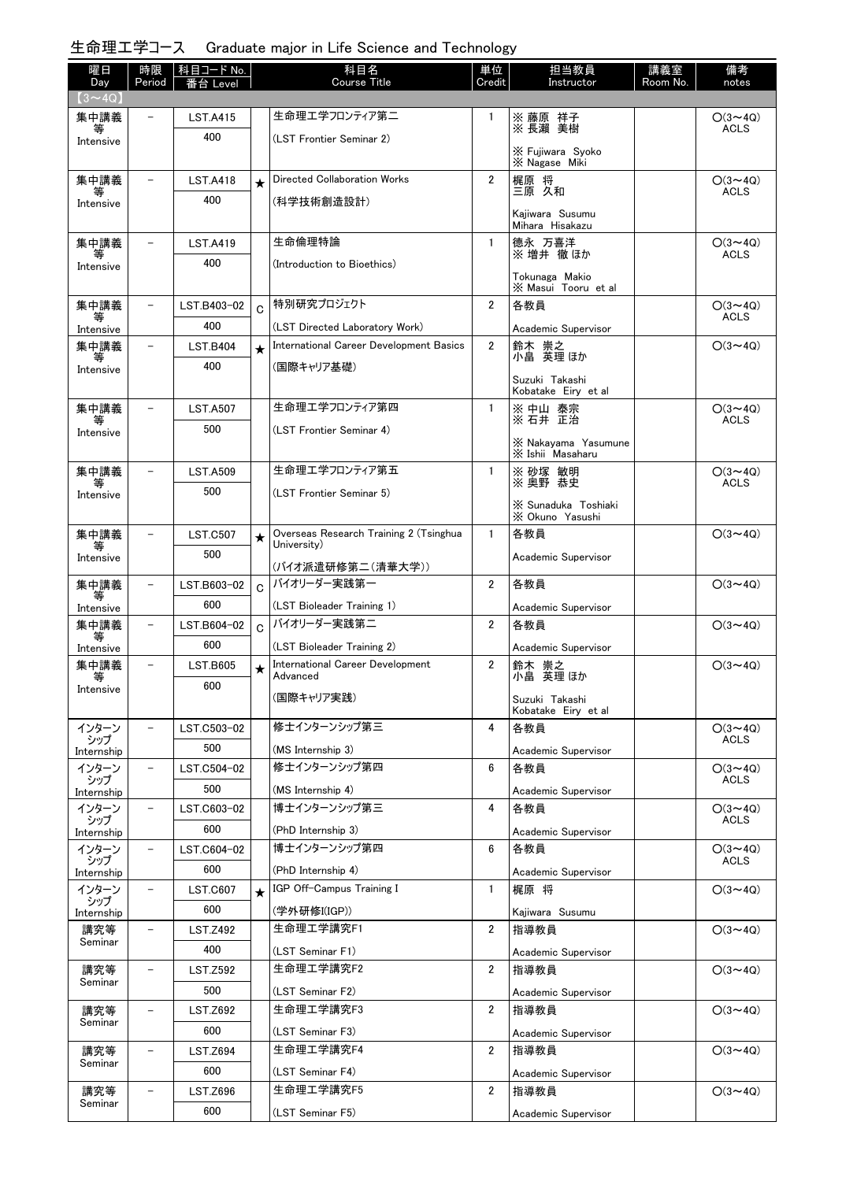# 生命理工学コース　Graduate major in Life Science and Technology

| 曜日 Day | 時限 Period | 科目コード No. 番台 Level | | 科目名 Course Title | 単位 Credit | 担当教員 Instructor | 講義室 Room No. | 備考 notes |
|---|---|---|---|---|---|---|---|---|
| 【3～4Q】 | | | | | | | | |
| 集中講義等 Intensive | – | LST.A415 400 | | 生命理工学フロンティア第二 (LST Frontier Seminar 2) | 1 | ※ 藤原 祥子 ※ 長瀬 美樹 ※ Fujiwara Syoko ※ Nagase Miki | | ○(3～4Q) ACLS |
| 集中講義等 Intensive | – | LST.A418 400 | ★ | Directed Collaboration Works (科学技術創造設計) | 2 | 梶原 将 三原 久和 Kajiwara Susumu Mihara Hisakazu | | ○(3～4Q) ACLS |
| 集中講義等 Intensive | – | LST.A419 400 | | 生命倫理特論 (Introduction to Bioethics) | 1 | 徳永 万喜洋 ※ 増井 徹 ほか Tokunaga Makio ※ Masui Tooru et al | | ○(3～4Q) ACLS |
| 集中講義等 Intensive | – | LST.B403-02 400 | C | 特別研究プロジェクト (LST Directed Laboratory Work) | 2 | 各教員 Academic Supervisor | | ○(3～4Q) ACLS |
| 集中講義等 Intensive | – | LST.B404 400 | ★ | International Career Development Basics (国際キャリア基礎) | 2 | 鈴木 崇之 小畠 英理 ほか Suzuki Takashi Kobatake Eiry et al | | ○(3～4Q) |
| 集中講義等 Intensive | – | LST.A507 500 | | 生命理工学フロンティア第四 (LST Frontier Seminar 4) | 1 | ※ 中山 泰宗 ※ 石井 正治 ※ Nakayama Yasumune ※ Ishii Masaharu | | ○(3～4Q) ACLS |
| 集中講義等 Intensive | – | LST.A509 500 | | 生命理工学フロンティア第五 (LST Frontier Seminar 5) | 1 | ※ 砂塚 敏明 ※ 奥野 恭史 ※ Sunaduka Toshiaki ※ Okuno Yasushi | | ○(3～4Q) ACLS |
| 集中講義等 Intensive | – | LST.C507 500 | ★ | Overseas Research Training 2 (Tsinghua University) (バイオ派遣研修第二(清華大学)) | 1 | 各教員 Academic Supervisor | | ○(3～4Q) |
| 集中講義等 Intensive | – | LST.B603-02 600 | C | バイオリーダー実践第一 (LST Bioleader Training 1) | 2 | 各教員 Academic Supervisor | | ○(3～4Q) |
| 集中講義等 Intensive | – | LST.B604-02 600 | C | バイオリーダー実践第二 (LST Bioleader Training 2) | 2 | 各教員 Academic Supervisor | | ○(3～4Q) |
| 集中講義等 Intensive | – | LST.B605 600 | ★ | International Career Development Advanced (国際キャリア実践) | 2 | 鈴木 崇之 小畠 英理 ほか Suzuki Takashi Kobatake Eiry et al | | ○(3～4Q) |
| インターンシップ Internship | – | LST.C503-02 500 | | 修士インターンシップ第三 (MS Internship 3) | 4 | 各教員 Academic Supervisor | | ○(3～4Q) ACLS |
| インターンシップ Internship | – | LST.C504-02 500 | | 修士インターンシップ第四 (MS Internship 4) | 6 | 各教員 Academic Supervisor | | ○(3～4Q) ACLS |
| インターンシップ Internship | – | LST.C603-02 600 | | 博士インターンシップ第三 (PhD Internship 3) | 4 | 各教員 Academic Supervisor | | ○(3～4Q) ACLS |
| インターンシップ Internship | – | LST.C604-02 600 | | 博士インターンシップ第四 (PhD Internship 4) | 6 | 各教員 Academic Supervisor | | ○(3～4Q) ACLS |
| インターンシップ Internship | – | LST.C607 600 | ★ | IGP Off-Campus Training I (学外研修I(IGP)) | 1 | 梶原 将 Kajiwara Susumu | | ○(3～4Q) |
| 講究等 Seminar | – | LST.Z492 400 | | 生命理工学講究F1 (LST Seminar F1) | 2 | 指導教員 Academic Supervisor | | ○(3～4Q) |
| 講究等 Seminar | – | LST.Z592 500 | | 生命理工学講究F2 (LST Seminar F2) | 2 | 指導教員 Academic Supervisor | | ○(3～4Q) |
| 講究等 Seminar | – | LST.Z692 600 | | 生命理工学講究F3 (LST Seminar F3) | 2 | 指導教員 Academic Supervisor | | ○(3～4Q) |
| 講究等 Seminar | – | LST.Z694 600 | | 生命理工学講究F4 (LST Seminar F4) | 2 | 指導教員 Academic Supervisor | | ○(3～4Q) |
| 講究等 Seminar | – | LST.Z696 600 | | 生命理工学講究F5 (LST Seminar F5) | 2 | 指導教員 Academic Supervisor | | ○(3～4Q) |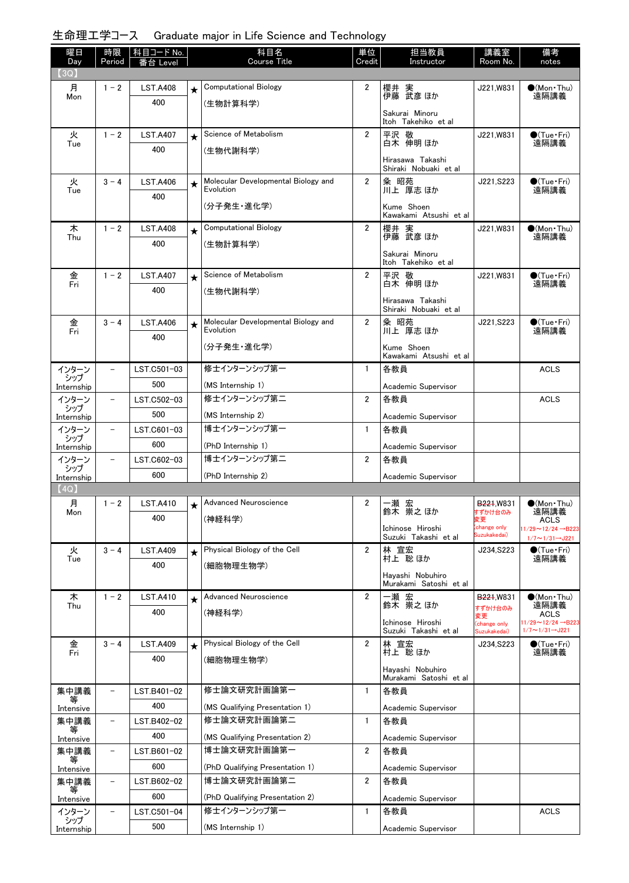# 生命理工学コース　Graduate major in Life Science and Technology

| 曜日 Day | 時限 Period | 科目コード No. 番台 Level | | 科目名 Course Title | 単位 Credit | 担当教員 Instructor | 講義室 Room No. | 備考 notes |
|---|---|---|---|---|---|---|---|---|
| 【3Q】 | | | | | | | | |
| 月 Mon | 1－2 | LST.A408 400 | ★ | Computational Biology (生物計算科学) | 2 | 櫻井 実 伊藤 武彦 ほか Sakurai Minoru Itoh Takehiko et al | J221,W831 | ●(Mon・Thu) 遠隔講義 |
| 火 Tue | 1－2 | LST.A407 400 | ★ | Science of Metabolism (生物代謝科学) | 2 | 平沢 敬 白木 伸明 ほか Hirasawa Takashi Shiraki Nobuaki et al | J221,W831 | ●(Tue・Fri) 遠隔講義 |
| 火 Tue | 3－4 | LST.A406 400 | ★ | Molecular Developmental Biology and Evolution (分子発生・進化学) | 2 | 粂 昭苑 川上 厚志 ほか Kume Shoen Kawakami Atsushi et al | J221,S223 | ●(Tue・Fri) 遠隔講義 |
| 木 Thu | 1－2 | LST.A408 400 | ★ | Computational Biology (生物計算科学) | 2 | 櫻井 実 伊藤 武彦 ほか Sakurai Minoru Itoh Takehiko et al | J221,W831 | ●(Mon・Thu) 遠隔講義 |
| 金 Fri | 1－2 | LST.A407 400 | ★ | Science of Metabolism (生物代謝科学) | 2 | 平沢 敬 白木 伸明 ほか Hirasawa Takashi Shiraki Nobuaki et al | J221,W831 | ●(Tue・Fri) 遠隔講義 |
| 金 Fri | 3－4 | LST.A406 400 | ★ | Molecular Developmental Biology and Evolution (分子発生・進化学) | 2 | 粂 昭苑 川上 厚志 ほか Kume Shoen Kawakami Atsushi et al | J221,S223 | ●(Tue・Fri) 遠隔講義 |
| インターンシップ Internship | － | LST.C501-03 500 | | 修士インターンシップ第一 (MS Internship 1) | 1 | 各教員 Academic Supervisor | | ACLS |
| インターンシップ Internship | － | LST.C502-03 500 | | 修士インターンシップ第二 (MS Internship 2) | 2 | 各教員 Academic Supervisor | | ACLS |
| インターンシップ Internship | － | LST.C601-03 600 | | 博士インターンシップ第一 (PhD Internship 1) | 1 | 各教員 Academic Supervisor | | |
| インターンシップ Internship | － | LST.C602-03 600 | | 博士インターンシップ第二 (PhD Internship 2) | 2 | 各教員 Academic Supervisor | | |
| 【4Q】 | | | | | | | | |
| 月 Mon | 1－2 | LST.A410 400 | ★ | Advanced Neuroscience (神経科学) | 2 | 一瀬 宏 鈴木 崇之 ほか Ichinose Hiroshi Suzuki Takashi et al | ~~B221~~,W831 すずかけ台のみ変更 (change only Suzukakedai) | ●(Mon・Thu) 遠隔講義 ACLS 11/29～12/24→B223 1/7～1/31→J221 |
| 火 Tue | 3－4 | LST.A409 400 | ★ | Physical Biology of the Cell (細胞物理生物学) | 2 | 林 宣宏 村上 聡 ほか Hayashi Nobuhiro Murakami Satoshi et al | J234,S223 | ●(Tue・Fri) 遠隔講義 |
| 木 Thu | 1－2 | LST.A410 400 | ★ | Advanced Neuroscience (神経科学) | 2 | 一瀬 宏 鈴木 崇之 ほか Ichinose Hiroshi Suzuki Takashi et al | ~~B221~~,W831 すずかけ台のみ変更 (change only Suzukakedai) | ●(Mon・Thu) 遠隔講義 ACLS 11/29～12/24→B223 1/7～1/31→J221 |
| 金 Fri | 3－4 | LST.A409 400 | ★ | Physical Biology of the Cell (細胞物理生物学) | 2 | 林 宣宏 村上 聡 ほか Hayashi Nobuhiro Murakami Satoshi et al | J234,S223 | ●(Tue・Fri) 遠隔講義 |
| 集中講義等 Intensive | － | LST.B401-02 400 | | 修士論文研究計画論第一 (MS Qualifying Presentation 1) | 1 | 各教員 Academic Supervisor | | |
| 集中講義等 Intensive | － | LST.B402-02 400 | | 修士論文研究計画論第二 (MS Qualifying Presentation 2) | 1 | 各教員 Academic Supervisor | | |
| 集中講義等 Intensive | － | LST.B601-02 600 | | 博士論文研究計画論第一 (PhD Qualifying Presentation 1) | 2 | 各教員 Academic Supervisor | | |
| 集中講義等 Intensive | － | LST.B602-02 600 | | 博士論文研究計画論第二 (PhD Qualifying Presentation 2) | 2 | 各教員 Academic Supervisor | | |
| インターンシップ Internship | － | LST.C501-04 500 | | 修士インターンシップ第一 (MS Internship 1) | 1 | 各教員 Academic Supervisor | | ACLS |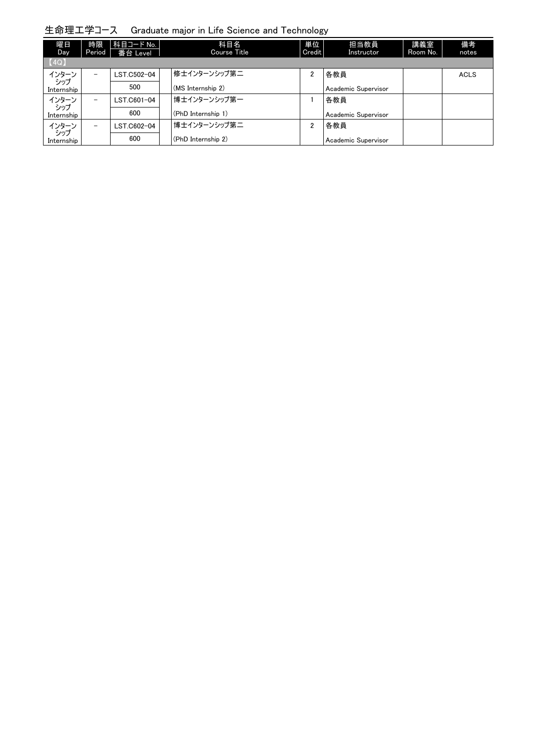## 生命理工学コース　Graduate major in Life Science and Technology

| 曜日 Day | 時限 Period | 科目コード No. 番台 Level | 科目名 Course Title | 単位 Credit | 担当教員 Instructor | 講義室 Room No. | 備考 notes |
|---|---|---|---|---|---|---|---|
| 【4Q】 | | | | | | | |
| インターンシップ Internship | － | LST.C502-04 500 | 修士インターンシップ第二 (MS Internship 2) | 2 | 各教員 Academic Supervisor | | ACLS |
| インターンシップ Internship | － | LST.C601-04 600 | 博士インターンシップ第一 (PhD Internship 1) | 1 | 各教員 Academic Supervisor | | |
| インターンシップ Internship | － | LST.C602-04 600 | 博士インターンシップ第二 (PhD Internship 2) | 2 | 各教員 Academic Supervisor | | |